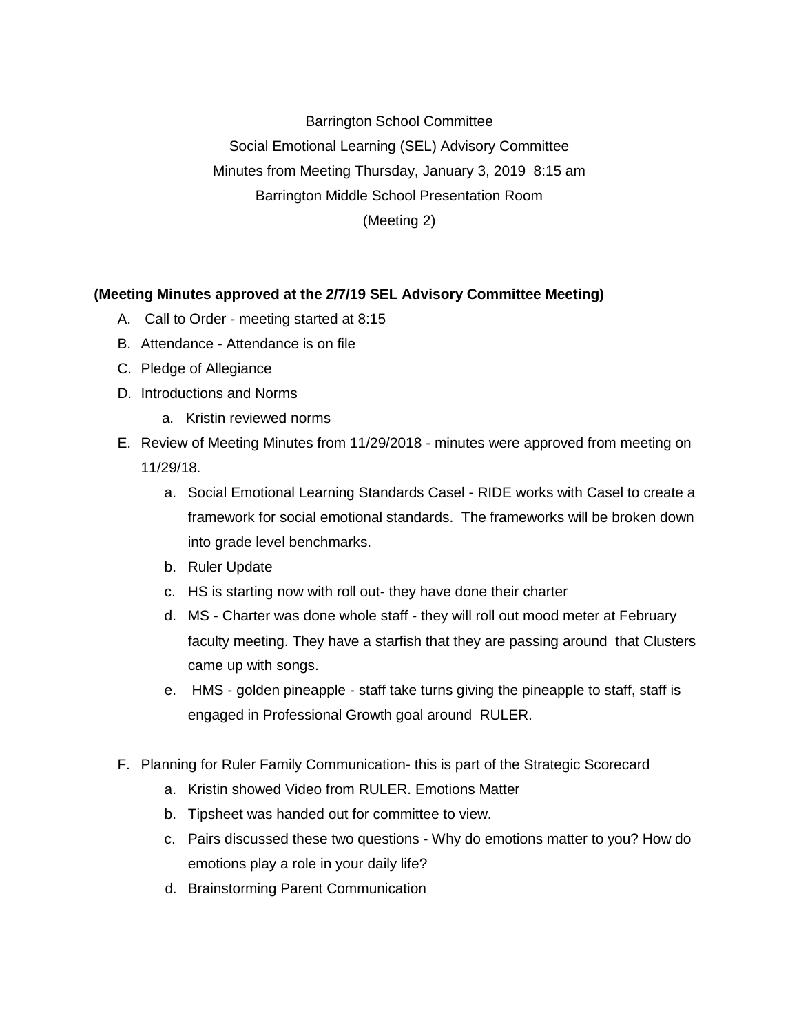Barrington School Committee

Social Emotional Learning (SEL) Advisory Committee

Minutes from Meeting Thursday, January 3, 2019 8:15 am

Barrington Middle School Presentation Room

(Meeting 2)

**(Meeting Minutes approved at the 2/7/19 SEL Advisory Committee Meeting)**

A. Call to Order - meeting started at 8:15

B. Attendance - Attendance is on file

C. Pledge of Allegiance

D. Introductions and Norms

   a. Kristin reviewed norms

E. Review of Meeting Minutes from 11/29/2018 - minutes were approved from meeting on 11/29/18.

   a. Social Emotional Learning Standards Casel - RIDE works with Casel to create a framework for social emotional standards. The frameworks will be broken down into grade level benchmarks.

   b. Ruler Update

   c. HS is starting now with roll out- they have done their charter

   d. MS - Charter was done whole staff - they will roll out mood meter at February faculty meeting. They have a starfish that they are passing around that Clusters came up with songs.

   e. HMS - golden pineapple - staff take turns giving the pineapple to staff, staff is engaged in Professional Growth goal around RULER.

F. Planning for Ruler Family Communication- this is part of the Strategic Scorecard

   a. Kristin showed Video from RULER. Emotions Matter

   b. Tipsheet was handed out for committee to view.

   c. Pairs discussed these two questions - Why do emotions matter to you? How do emotions play a role in your daily life?

   d. Brainstorming Parent Communication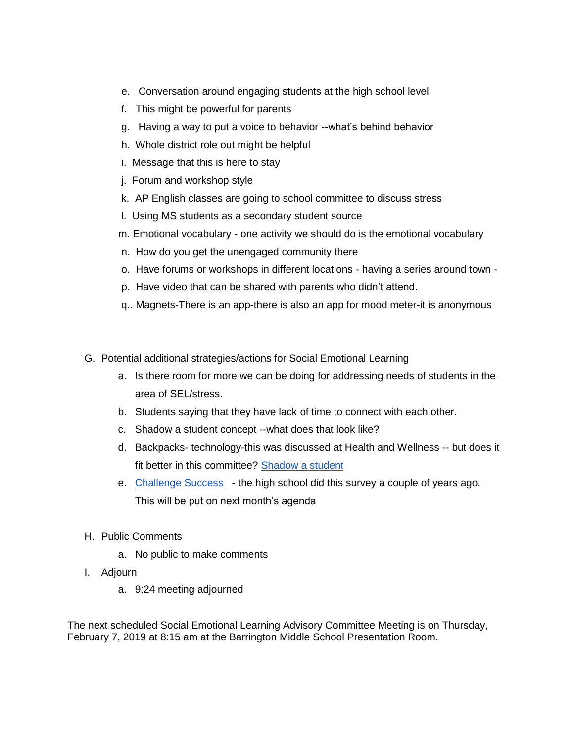e. Conversation around engaging students at the high school level
f. This might be powerful for parents
g. Having a way to put a voice to behavior --what's behind behavior
h. Whole district role out might be helpful
i. Message that this is here to stay
j. Forum and workshop style
k. AP English classes are going to school committee to discuss stress
l. Using MS students as a secondary student source
m. Emotional vocabulary - one activity we should do is the emotional vocabulary
n. How do you get the unengaged community there
o. Have forums or workshops in different locations - having a series around town -
p. Have video that can be shared with parents who didn't attend.
q.. Magnets-There is an app-there is also an app for mood meter-it is anonymous

G. Potential additional strategies/actions for Social Emotional Learning
   a. Is there room for more we can be doing for addressing needs of students in the area of SEL/stress.
   b. Students saying that they have lack of time to connect with each other.
   c. Shadow a student concept --what does that look like?
   d. Backpacks- technology-this was discussed at Health and Wellness -- but does it fit better in this committee? Shadow a student
   e. Challenge Success - the high school did this survey a couple of years ago. This will be put on next month's agenda

H. Public Comments
   a. No public to make comments

I. Adjourn
   a. 9:24 meeting adjourned

The next scheduled Social Emotional Learning Advisory Committee Meeting is on Thursday, February 7, 2019 at 8:15 am at the Barrington Middle School Presentation Room.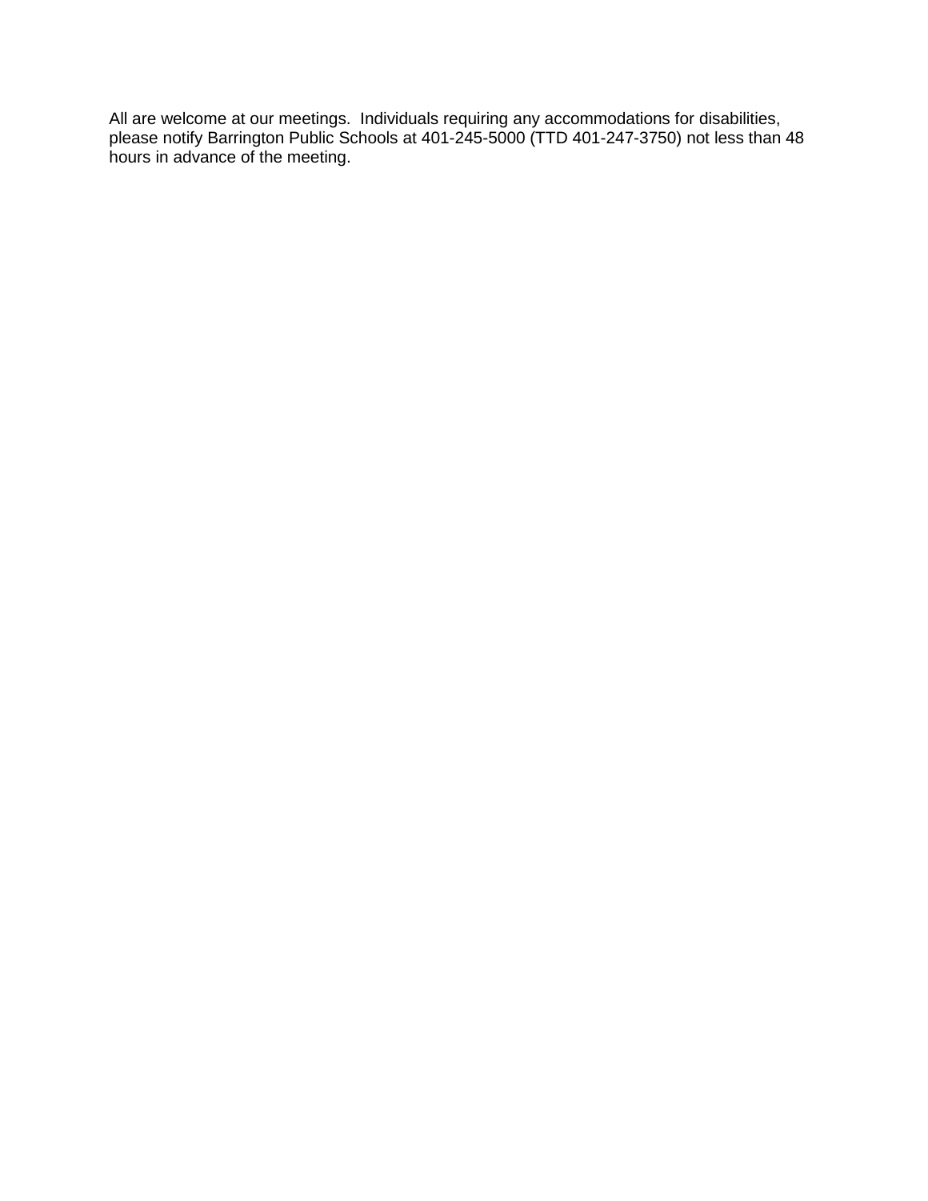All are welcome at our meetings. Individuals requiring any accommodations for disabilities, please notify Barrington Public Schools at 401-245-5000 (TTD 401-247-3750) not less than 48 hours in advance of the meeting.